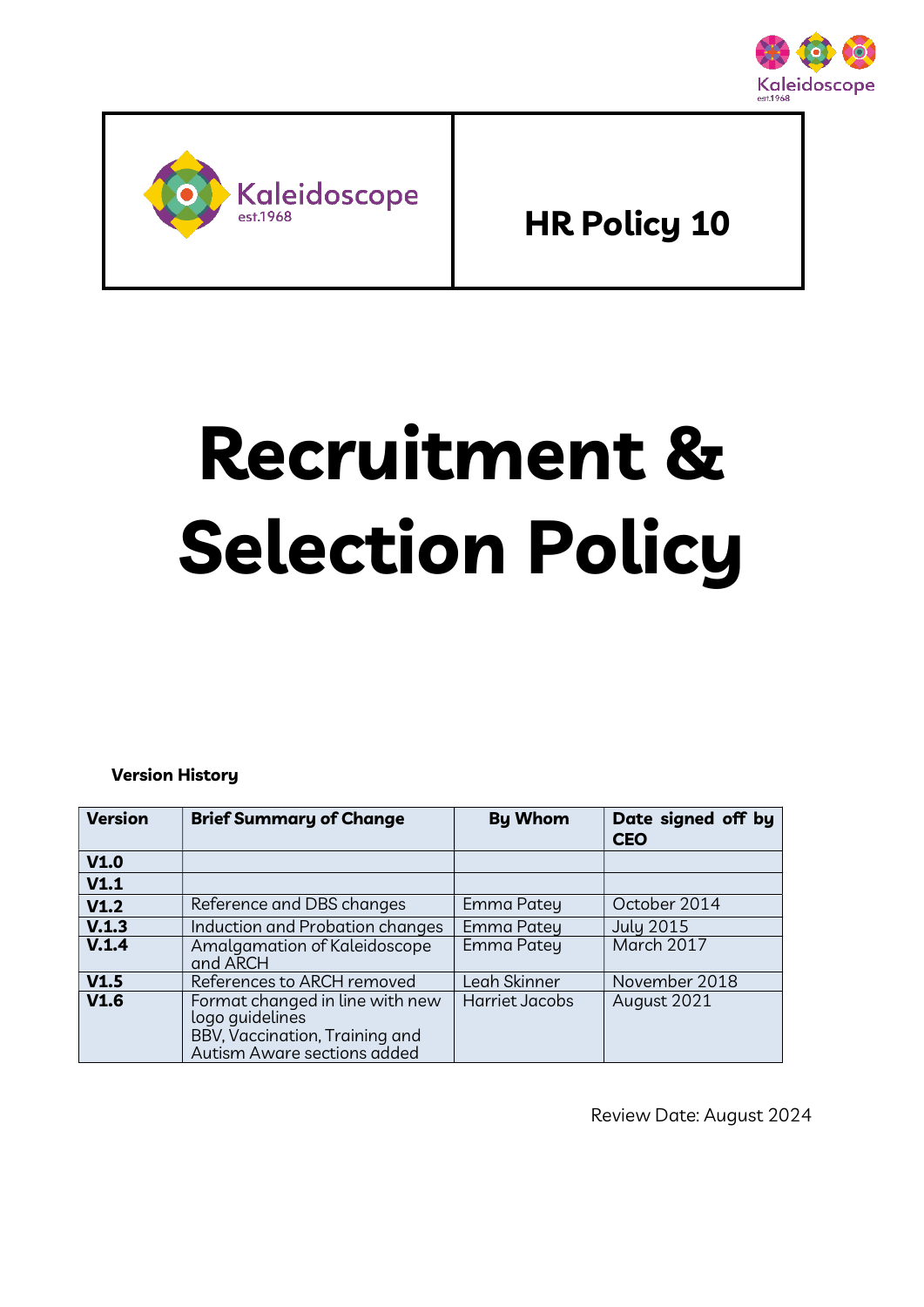Kaleidoscope
est.1968

| Kaleidoscope est.1968 | HR Policy 10 |
|---|---|

# Recruitment & Selection Policy

**Version History**

| Version | Brief Summary of Change | By Whom | Date signed off by CEO |
|---|---|---|---|
| V1.0 | | | |
| V1.1 | | | |
| V1.2 | Reference and DBS changes | Emma Patey | October 2014 |
| V.1.3 | Induction and Probation changes | Emma Patey | July 2015 |
| V.1.4 | Amalgamation of Kaleidoscope and ARCH | Emma Patey | March 2017 |
| V1.5 | References to ARCH removed | Leah Skinner | November 2018 |
| V1.6 | Format changed in line with new logo guidelines<br>BBV, Vaccination, Training and Autism Aware sections added | Harriet Jacobs | August 2021 |

Review Date: August 2024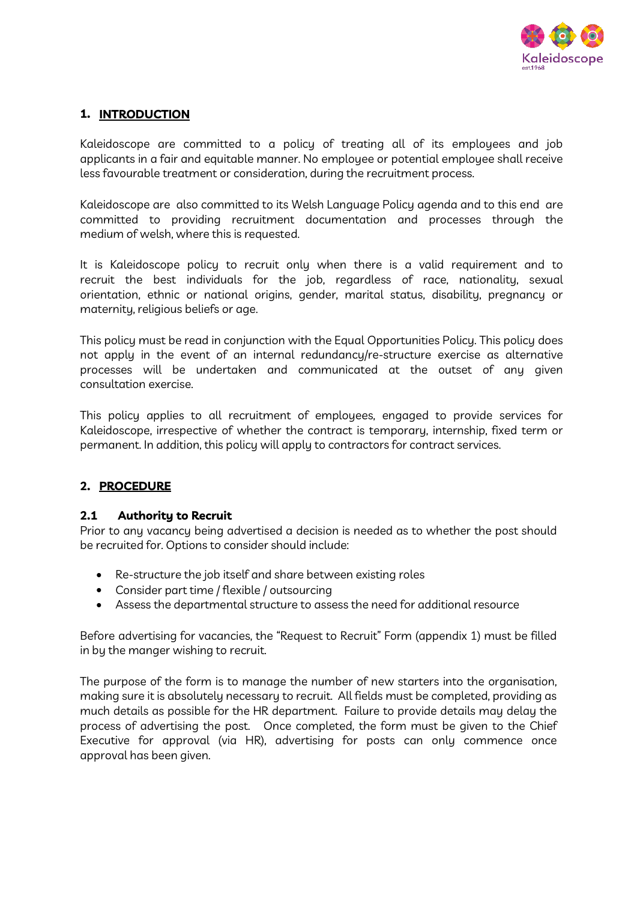## 1. INTRODUCTION

Kaleidoscope are committed to a policy of treating all of its employees and job applicants in a fair and equitable manner. No employee or potential employee shall receive less favourable treatment or consideration, during the recruitment process.

Kaleidoscope are also committed to its Welsh Language Policy agenda and to this end are committed to providing recruitment documentation and processes through the medium of welsh, where this is requested.

It is Kaleidoscope policy to recruit only when there is a valid requirement and to recruit the best individuals for the job, regardless of race, nationality, sexual orientation, ethnic or national origins, gender, marital status, disability, pregnancy or maternity, religious beliefs or age.

This policy must be read in conjunction with the Equal Opportunities Policy. This policy does not apply in the event of an internal redundancy/re-structure exercise as alternative processes will be undertaken and communicated at the outset of any given consultation exercise.

This policy applies to all recruitment of employees, engaged to provide services for Kaleidoscope, irrespective of whether the contract is temporary, internship, fixed term or permanent. In addition, this policy will apply to contractors for contract services.

## 2. PROCEDURE

### 2.1 Authority to Recruit

Prior to any vacancy being advertised a decision is needed as to whether the post should be recruited for. Options to consider should include:

- Re-structure the job itself and share between existing roles
- Consider part time / flexible / outsourcing
- Assess the departmental structure to assess the need for additional resource

Before advertising for vacancies, the "Request to Recruit" Form (appendix 1) must be filled in by the manger wishing to recruit.

The purpose of the form is to manage the number of new starters into the organisation, making sure it is absolutely necessary to recruit. All fields must be completed, providing as much details as possible for the HR department. Failure to provide details may delay the process of advertising the post. Once completed, the form must be given to the Chief Executive for approval (via HR), advertising for posts can only commence once approval has been given.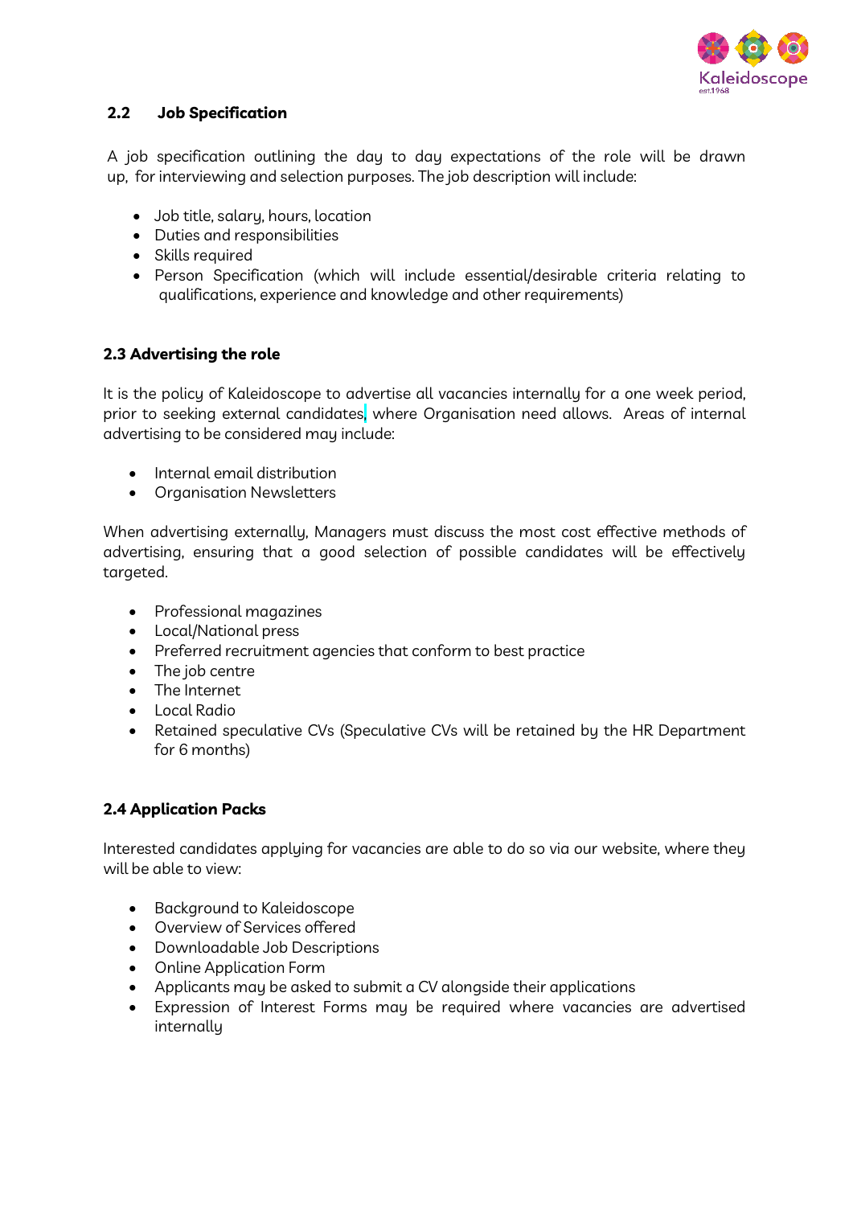## 2.2 Job Specification

A job specification outlining the day to day expectations of the role will be drawn up, for interviewing and selection purposes. The job description will include:

- Job title, salary, hours, location
- Duties and responsibilities
- Skills required
- Person Specification (which will include essential/desirable criteria relating to qualifications, experience and knowledge and other requirements)

## 2.3 Advertising the role

It is the policy of Kaleidoscope to advertise all vacancies internally for a one week period, prior to seeking external candidates, where Organisation need allows. Areas of internal advertising to be considered may include:

- Internal email distribution
- Organisation Newsletters

When advertising externally, Managers must discuss the most cost effective methods of advertising, ensuring that a good selection of possible candidates will be effectively targeted.

- Professional magazines
- Local/National press
- Preferred recruitment agencies that conform to best practice
- The job centre
- The Internet
- Local Radio
- Retained speculative CVs (Speculative CVs will be retained by the HR Department for 6 months)

## 2.4 Application Packs

Interested candidates applying for vacancies are able to do so via our website, where they will be able to view:

- Background to Kaleidoscope
- Overview of Services offered
- Downloadable Job Descriptions
- Online Application Form
- Applicants may be asked to submit a CV alongside their applications
- Expression of Interest Forms may be required where vacancies are advertised internally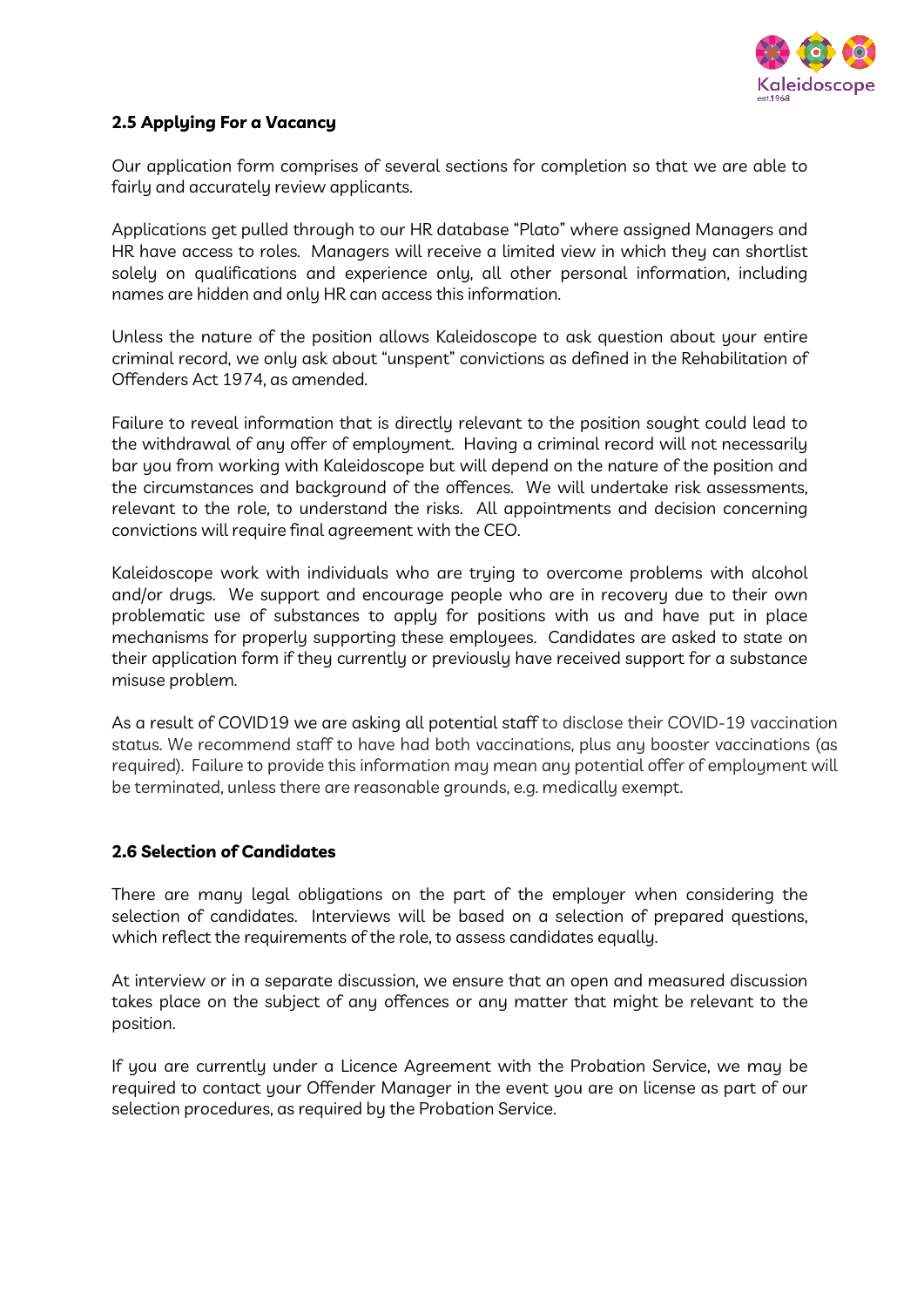## 2.5 Applying For a Vacancy

Our application form comprises of several sections for completion so that we are able to fairly and accurately review applicants.

Applications get pulled through to our HR database "Plato" where assigned Managers and HR have access to roles. Managers will receive a limited view in which they can shortlist solely on qualifications and experience only, all other personal information, including names are hidden and only HR can access this information.

Unless the nature of the position allows Kaleidoscope to ask question about your entire criminal record, we only ask about "unspent" convictions as defined in the Rehabilitation of Offenders Act 1974, as amended.

Failure to reveal information that is directly relevant to the position sought could lead to the withdrawal of any offer of employment. Having a criminal record will not necessarily bar you from working with Kaleidoscope but will depend on the nature of the position and the circumstances and background of the offences. We will undertake risk assessments, relevant to the role, to understand the risks. All appointments and decision concerning convictions will require final agreement with the CEO.

Kaleidoscope work with individuals who are trying to overcome problems with alcohol and/or drugs. We support and encourage people who are in recovery due to their own problematic use of substances to apply for positions with us and have put in place mechanisms for properly supporting these employees. Candidates are asked to state on their application form if they currently or previously have received support for a substance misuse problem.

As a result of COVID19 we are asking all potential staff to disclose their COVID-19 vaccination status. We recommend staff to have had both vaccinations, plus any booster vaccinations (as required). Failure to provide this information may mean any potential offer of employment will be terminated, unless there are reasonable grounds, e.g. medically exempt.

## 2.6 Selection of Candidates

There are many legal obligations on the part of the employer when considering the selection of candidates. Interviews will be based on a selection of prepared questions, which reflect the requirements of the role, to assess candidates equally.

At interview or in a separate discussion, we ensure that an open and measured discussion takes place on the subject of any offences or any matter that might be relevant to the position.

If you are currently under a Licence Agreement with the Probation Service, we may be required to contact your Offender Manager in the event you are on license as part of our selection procedures, as required by the Probation Service.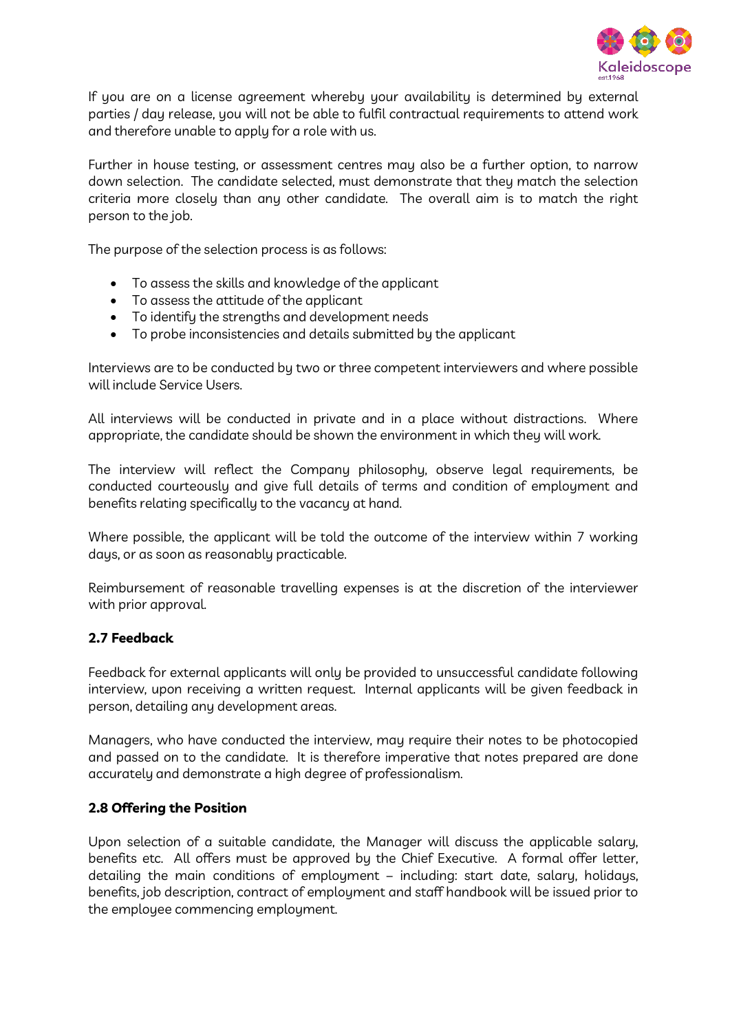If you are on a license agreement whereby your availability is determined by external parties / day release, you will not be able to fulfil contractual requirements to attend work and therefore unable to apply for a role with us.

Further in house testing, or assessment centres may also be a further option, to narrow down selection. The candidate selected, must demonstrate that they match the selection criteria more closely than any other candidate. The overall aim is to match the right person to the job.

The purpose of the selection process is as follows:

- To assess the skills and knowledge of the applicant
- To assess the attitude of the applicant
- To identify the strengths and development needs
- To probe inconsistencies and details submitted by the applicant

Interviews are to be conducted by two or three competent interviewers and where possible will include Service Users.

All interviews will be conducted in private and in a place without distractions. Where appropriate, the candidate should be shown the environment in which they will work.

The interview will reflect the Company philosophy, observe legal requirements, be conducted courteously and give full details of terms and condition of employment and benefits relating specifically to the vacancy at hand.

Where possible, the applicant will be told the outcome of the interview within 7 working days, or as soon as reasonably practicable.

Reimbursement of reasonable travelling expenses is at the discretion of the interviewer with prior approval.

### 2.7 Feedback

Feedback for external applicants will only be provided to unsuccessful candidate following interview, upon receiving a written request. Internal applicants will be given feedback in person, detailing any development areas.

Managers, who have conducted the interview, may require their notes to be photocopied and passed on to the candidate. It is therefore imperative that notes prepared are done accurately and demonstrate a high degree of professionalism.

### 2.8 Offering the Position

Upon selection of a suitable candidate, the Manager will discuss the applicable salary, benefits etc. All offers must be approved by the Chief Executive. A formal offer letter, detailing the main conditions of employment – including: start date, salary, holidays, benefits, job description, contract of employment and staff handbook will be issued prior to the employee commencing employment.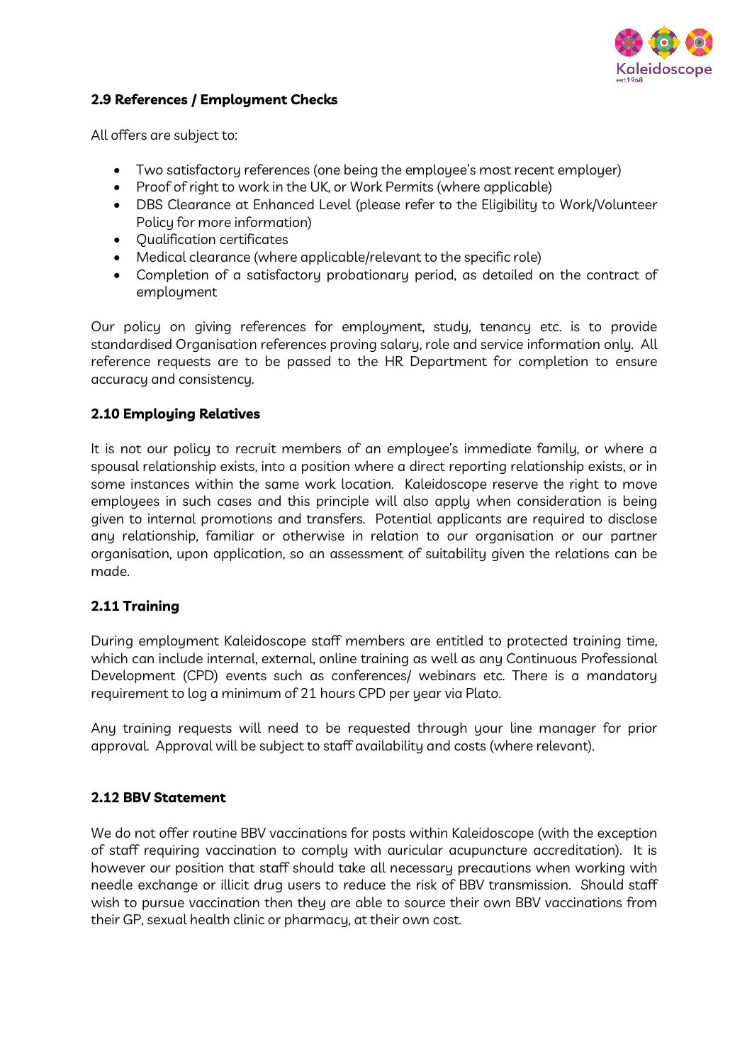### 2.9 References / Employment Checks

All offers are subject to:

- Two satisfactory references (one being the employee's most recent employer)
- Proof of right to work in the UK, or Work Permits (where applicable)
- DBS Clearance at Enhanced Level (please refer to the Eligibility to Work/Volunteer Policy for more information)
- Qualification certificates
- Medical clearance (where applicable/relevant to the specific role)
- Completion of a satisfactory probationary period, as detailed on the contract of employment

Our policy on giving references for employment, study, tenancy etc. is to provide standardised Organisation references proving salary, role and service information only. All reference requests are to be passed to the HR Department for completion to ensure accuracy and consistency.

### 2.10 Employing Relatives

It is not our policy to recruit members of an employee's immediate family, or where a spousal relationship exists, into a position where a direct reporting relationship exists, or in some instances within the same work location. Kaleidoscope reserve the right to move employees in such cases and this principle will also apply when consideration is being given to internal promotions and transfers. Potential applicants are required to disclose any relationship, familiar or otherwise in relation to our organisation or our partner organisation, upon application, so an assessment of suitability given the relations can be made.

### 2.11 Training

During employment Kaleidoscope staff members are entitled to protected training time, which can include internal, external, online training as well as any Continuous Professional Development (CPD) events such as conferences/ webinars etc. There is a mandatory requirement to log a minimum of 21 hours CPD per year via Plato.

Any training requests will need to be requested through your line manager for prior approval. Approval will be subject to staff availability and costs (where relevant).

### 2.12 BBV Statement

We do not offer routine BBV vaccinations for posts within Kaleidoscope (with the exception of staff requiring vaccination to comply with auricular acupuncture accreditation). It is however our position that staff should take all necessary precautions when working with needle exchange or illicit drug users to reduce the risk of BBV transmission. Should staff wish to pursue vaccination then they are able to source their own BBV vaccinations from their GP, sexual health clinic or pharmacy, at their own cost.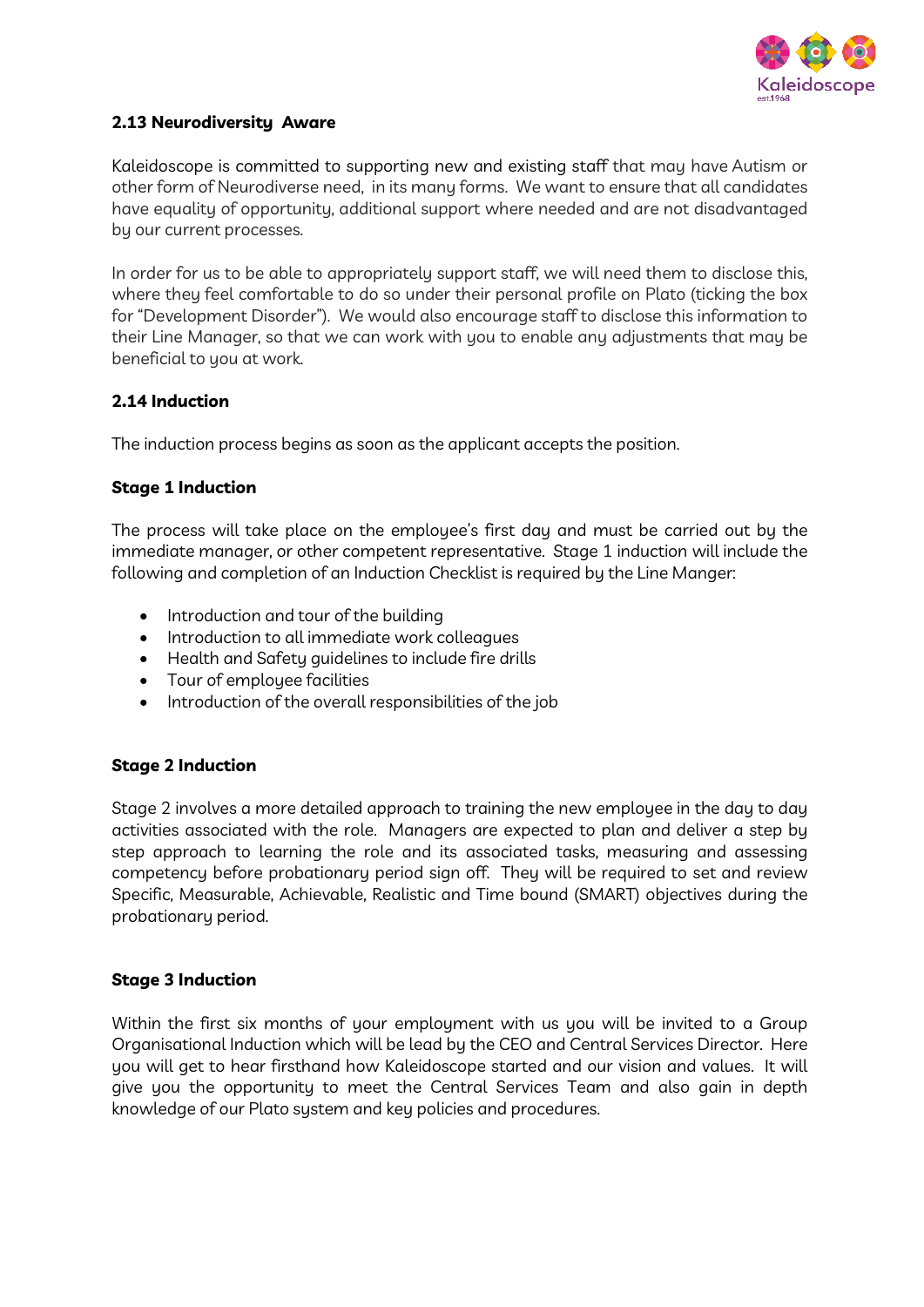### 2.13 Neurodiversity Aware

Kaleidoscope is committed to supporting new and existing staff that may have Autism or other form of Neurodiverse need, in its many forms. We want to ensure that all candidates have equality of opportunity, additional support where needed and are not disadvantaged by our current processes.

In order for us to be able to appropriately support staff, we will need them to disclose this, where they feel comfortable to do so under their personal profile on Plato (ticking the box for "Development Disorder"). We would also encourage staff to disclose this information to their Line Manager, so that we can work with you to enable any adjustments that may be beneficial to you at work.

### 2.14 Induction

The induction process begins as soon as the applicant accepts the position.

**Stage 1 Induction**

The process will take place on the employee's first day and must be carried out by the immediate manager, or other competent representative. Stage 1 induction will include the following and completion of an Induction Checklist is required by the Line Manger:

- Introduction and tour of the building
- Introduction to all immediate work colleagues
- Health and Safety guidelines to include fire drills
- Tour of employee facilities
- Introduction of the overall responsibilities of the job

**Stage 2 Induction**

Stage 2 involves a more detailed approach to training the new employee in the day to day activities associated with the role. Managers are expected to plan and deliver a step by step approach to learning the role and its associated tasks, measuring and assessing competency before probationary period sign off. They will be required to set and review Specific, Measurable, Achievable, Realistic and Time bound (SMART) objectives during the probationary period.

**Stage 3 Induction**

Within the first six months of your employment with us you will be invited to a Group Organisational Induction which will be lead by the CEO and Central Services Director. Here you will get to hear firsthand how Kaleidoscope started and our vision and values. It will give you the opportunity to meet the Central Services Team and also gain in depth knowledge of our Plato system and key policies and procedures.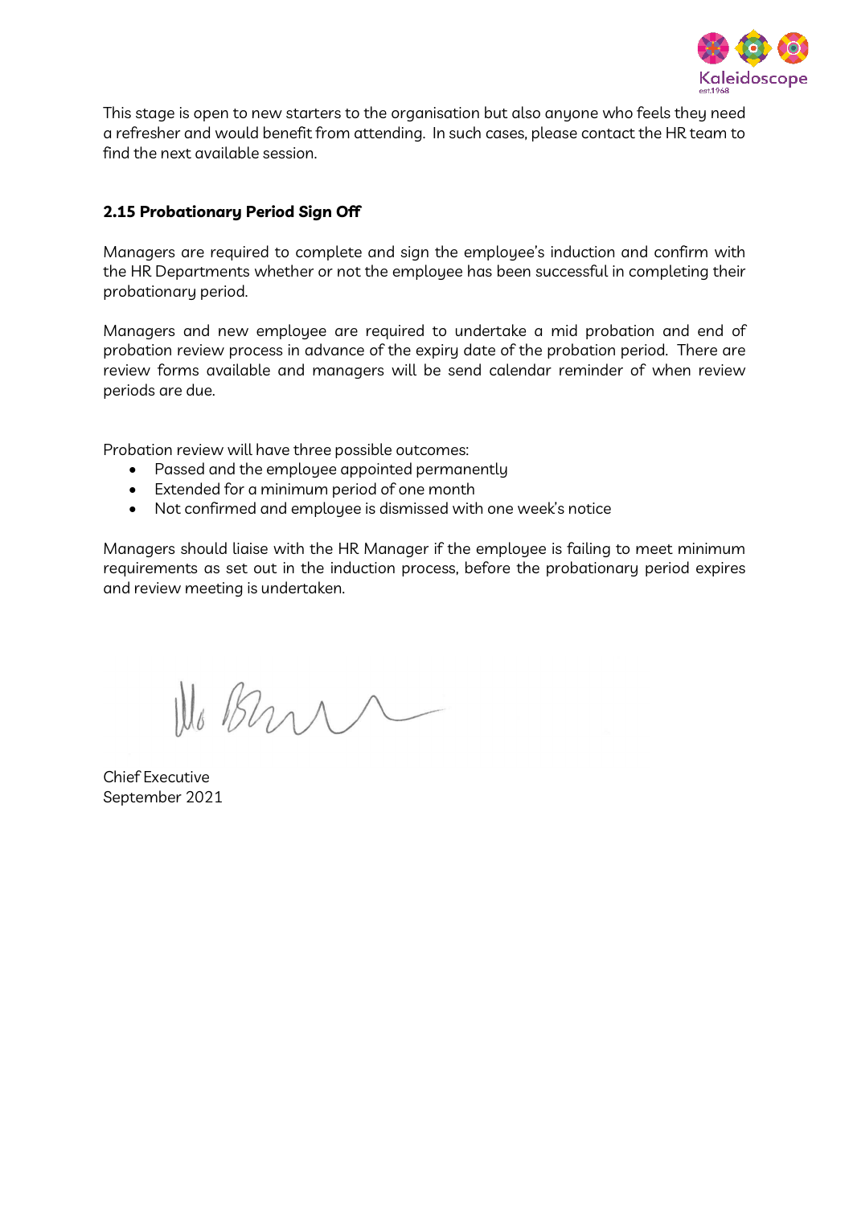This stage is open to new starters to the organisation but also anyone who feels they need a refresher and would benefit from attending. In such cases, please contact the HR team to find the next available session.

### 2.15 Probationary Period Sign Off

Managers are required to complete and sign the employee's induction and confirm with the HR Departments whether or not the employee has been successful in completing their probationary period.

Managers and new employee are required to undertake a mid probation and end of probation review process in advance of the expiry date of the probation period. There are review forms available and managers will be send calendar reminder of when review periods are due.

Probation review will have three possible outcomes:

- Passed and the employee appointed permanently
- Extended for a minimum period of one month
- Not confirmed and employee is dismissed with one week's notice

Managers should liaise with the HR Manager if the employee is failing to meet minimum requirements as set out in the induction process, before the probationary period expires and review meeting is undertaken.

Chief Executive
September 2021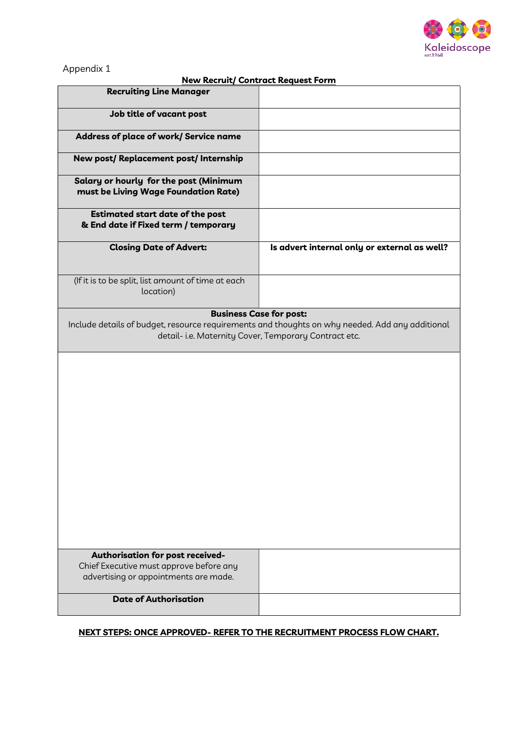Appendix 1

**New Recruit/ Contract Request Form**

| **Recruiting Line Manager** | |
|---|---|
| **Job title of vacant post** | |
| **Address of place of work/ Service name** | |
| **New post/ Replacement post/ Internship** | |
| **Salary or hourly for the post (Minimum must be Living Wage Foundation Rate)** | |
| **Estimated start date of the post & End date if Fixed term / temporary** | |
| **Closing Date of Advert:** | **Is advert internal only or external as well?** |
| (If it is to be split, list amount of time at each location) | |
| **Business Case for post:** Include details of budget, resource requirements and thoughts on why needed. Add any additional detail- i.e. Maternity Cover, Temporary Contract etc. | |
| | |
| **Authorisation for post received-** Chief Executive must approve before any advertising or appointments are made. | |
| **Date of Authorisation** | |

**NEXT STEPS: ONCE APPROVED- REFER TO THE RECRUITMENT PROCESS FLOW CHART.**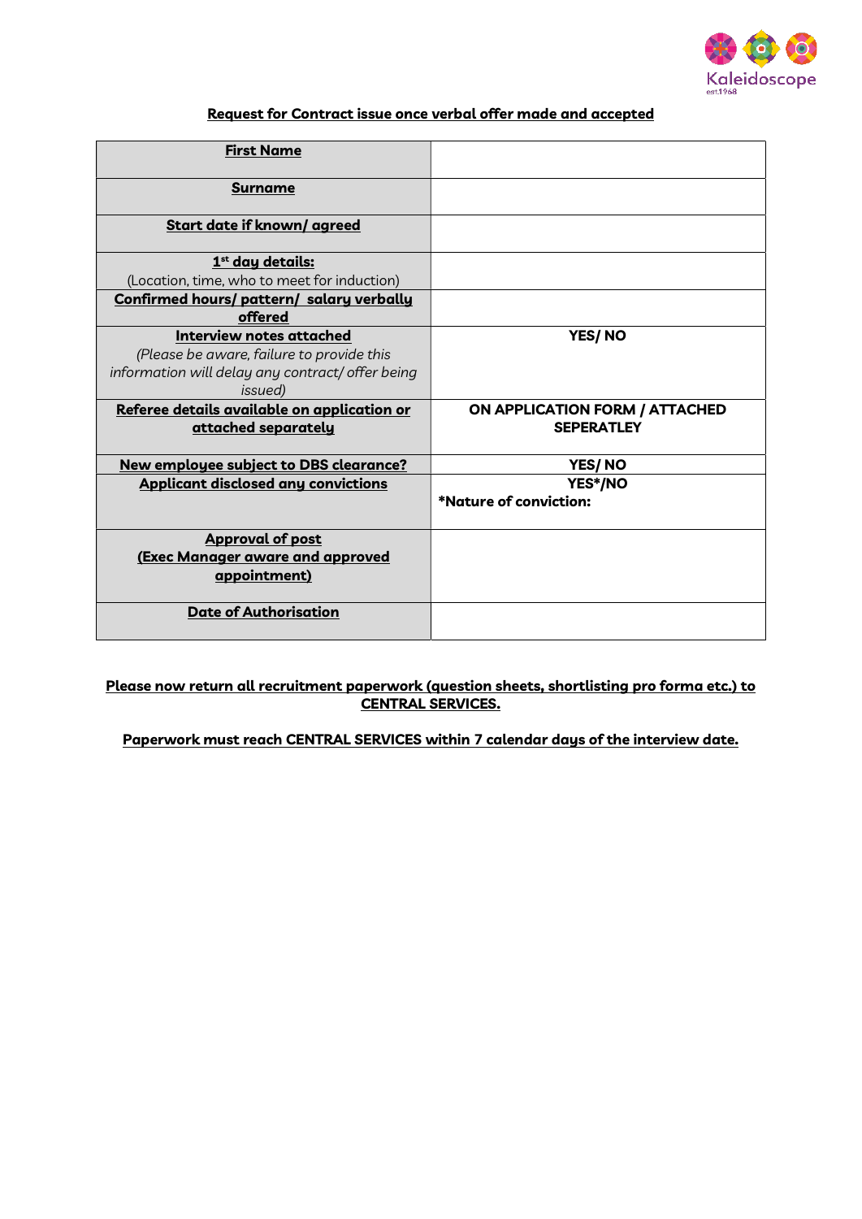Kaleidoscope
est.1968

**Request for Contract issue once verbal offer made and accepted**

| | |
|---|---|
| **First Name** | |
| **Surname** | |
| **Start date if known/ agreed** | |
| **1st day details:** (Location, time, who to meet for induction) | |
| **Confirmed hours/ pattern/ salary verbally offered** | |
| **Interview notes attached** *(Please be aware, failure to provide this information will delay any contract/ offer being issued)* | **YES/ NO** |
| **Referee details available on application or attached separately** | **ON APPLICATION FORM / ATTACHED SEPERATLEY** |
| **New employee subject to DBS clearance?** | **YES/ NO** |
| **Applicant disclosed any convictions** | **YES*/NO** **\*Nature of conviction:** |
| **Approval of post (Exec Manager aware and approved appointment)** | |
| **Date of Authorisation** | |

**Please now return all recruitment paperwork (question sheets, shortlisting pro forma etc.) to CENTRAL SERVICES.**

**Paperwork must reach CENTRAL SERVICES within 7 calendar days of the interview date.**